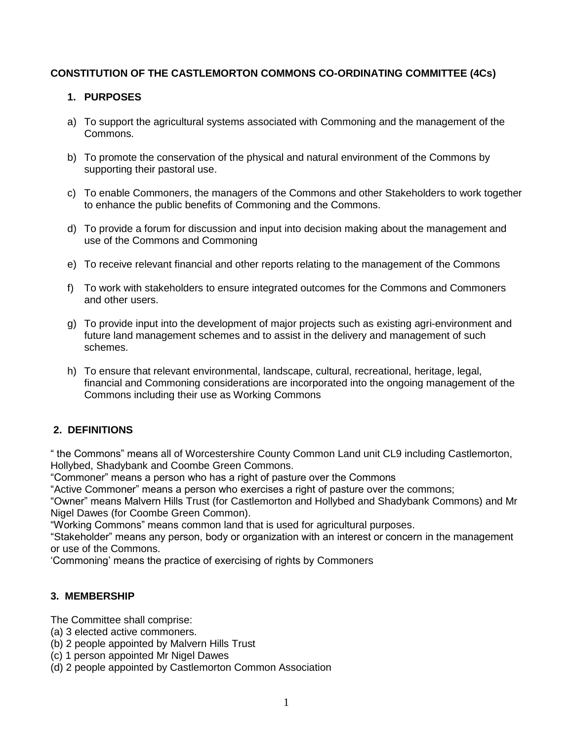**CONSTITUTION OF THE CASTLEMORTON COMMONS CO-ORDINATING COMMITTEE (4Cs)**

**1. PURPOSES**

a) To support the agricultural systems associated with Commoning and the management of the Commons.

b) To promote the conservation of the physical and natural environment of the Commons by supporting their pastoral use.

c) To enable Commoners, the managers of the Commons and other Stakeholders to work together to enhance the public benefits of Commoning and the Commons.

d) To provide a forum for discussion and input into decision making about the management and use of the Commons and Commoning

e) To receive relevant financial and other reports relating to the management of the Commons

f) To work with stakeholders to ensure integrated outcomes for the Commons and Commoners and other users.

g) To provide input into the development of major projects such as existing agri-environment and future land management schemes and to assist in the delivery and management of such schemes.

h) To ensure that relevant environmental, landscape, cultural, recreational, heritage, legal, financial and Commoning considerations are incorporated into the ongoing management of the Commons including their use as Working Commons

**2. DEFINITIONS**

" the Commons" means all of Worcestershire County Common Land unit CL9 including Castlemorton, Hollybed, Shadybank and Coombe Green Commons.
"Commoner" means a person who has a right of pasture over the Commons
"Active Commoner" means a person who exercises a right of pasture over the commons;
"Owner" means Malvern Hills Trust (for Castlemorton and Hollybed and Shadybank Commons) and Mr Nigel Dawes (for Coombe Green Common).
"Working Commons" means common land that is used for agricultural purposes.
"Stakeholder" means any person, body or organization with an interest or concern in the management or use of the Commons.
'Commoning' means the practice of exercising of rights by Commoners

**3. MEMBERSHIP**

The Committee shall comprise:
(a) 3 elected active commoners.
(b) 2 people appointed by Malvern Hills Trust
(c) 1 person appointed Mr Nigel Dawes
(d) 2 people appointed by Castlemorton Common Association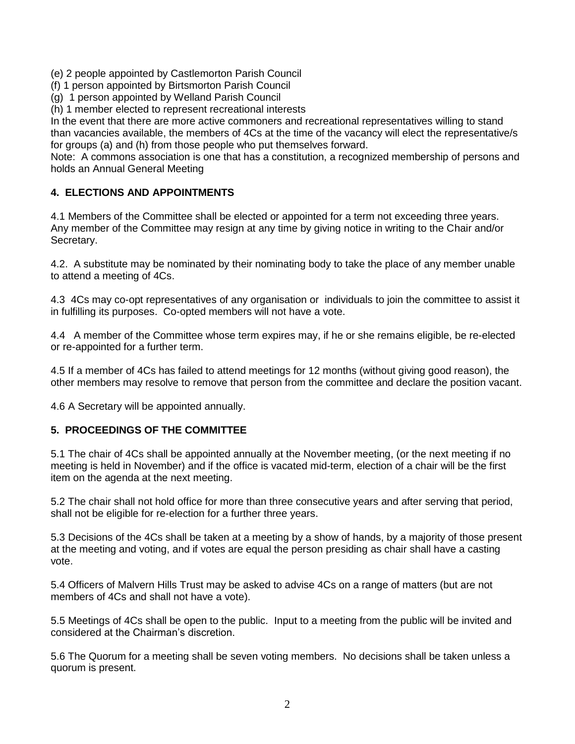(e) 2 people appointed by Castlemorton Parish Council
(f) 1 person appointed by Birtsmorton Parish Council
(g) 1 person appointed by Welland Parish Council
(h) 1 member elected to represent recreational interests
In the event that there are more active commoners and recreational representatives willing to stand than vacancies available, the members of 4Cs at the time of the vacancy will elect the representative/s for groups (a) and (h) from those people who put themselves forward.
Note: A commons association is one that has a constitution, a recognized membership of persons and holds an Annual General Meeting

**4. ELECTIONS AND APPOINTMENTS**

4.1 Members of the Committee shall be elected or appointed for a term not exceeding three years. Any member of the Committee may resign at any time by giving notice in writing to the Chair and/or Secretary.

4.2. A substitute may be nominated by their nominating body to take the place of any member unable to attend a meeting of 4Cs.

4.3 4Cs may co-opt representatives of any organisation or individuals to join the committee to assist it in fulfilling its purposes. Co-opted members will not have a vote.

4.4 A member of the Committee whose term expires may, if he or she remains eligible, be re-elected or re-appointed for a further term.

4.5 If a member of 4Cs has failed to attend meetings for 12 months (without giving good reason), the other members may resolve to remove that person from the committee and declare the position vacant.

4.6 A Secretary will be appointed annually.

**5. PROCEEDINGS OF THE COMMITTEE**

5.1 The chair of 4Cs shall be appointed annually at the November meeting, (or the next meeting if no meeting is held in November) and if the office is vacated mid-term, election of a chair will be the first item on the agenda at the next meeting.

5.2 The chair shall not hold office for more than three consecutive years and after serving that period, shall not be eligible for re-election for a further three years.

5.3 Decisions of the 4Cs shall be taken at a meeting by a show of hands, by a majority of those present at the meeting and voting, and if votes are equal the person presiding as chair shall have a casting vote.

5.4 Officers of Malvern Hills Trust may be asked to advise 4Cs on a range of matters (but are not members of 4Cs and shall not have a vote).

5.5 Meetings of 4Cs shall be open to the public. Input to a meeting from the public will be invited and considered at the Chairman's discretion.

5.6 The Quorum for a meeting shall be seven voting members. No decisions shall be taken unless a quorum is present.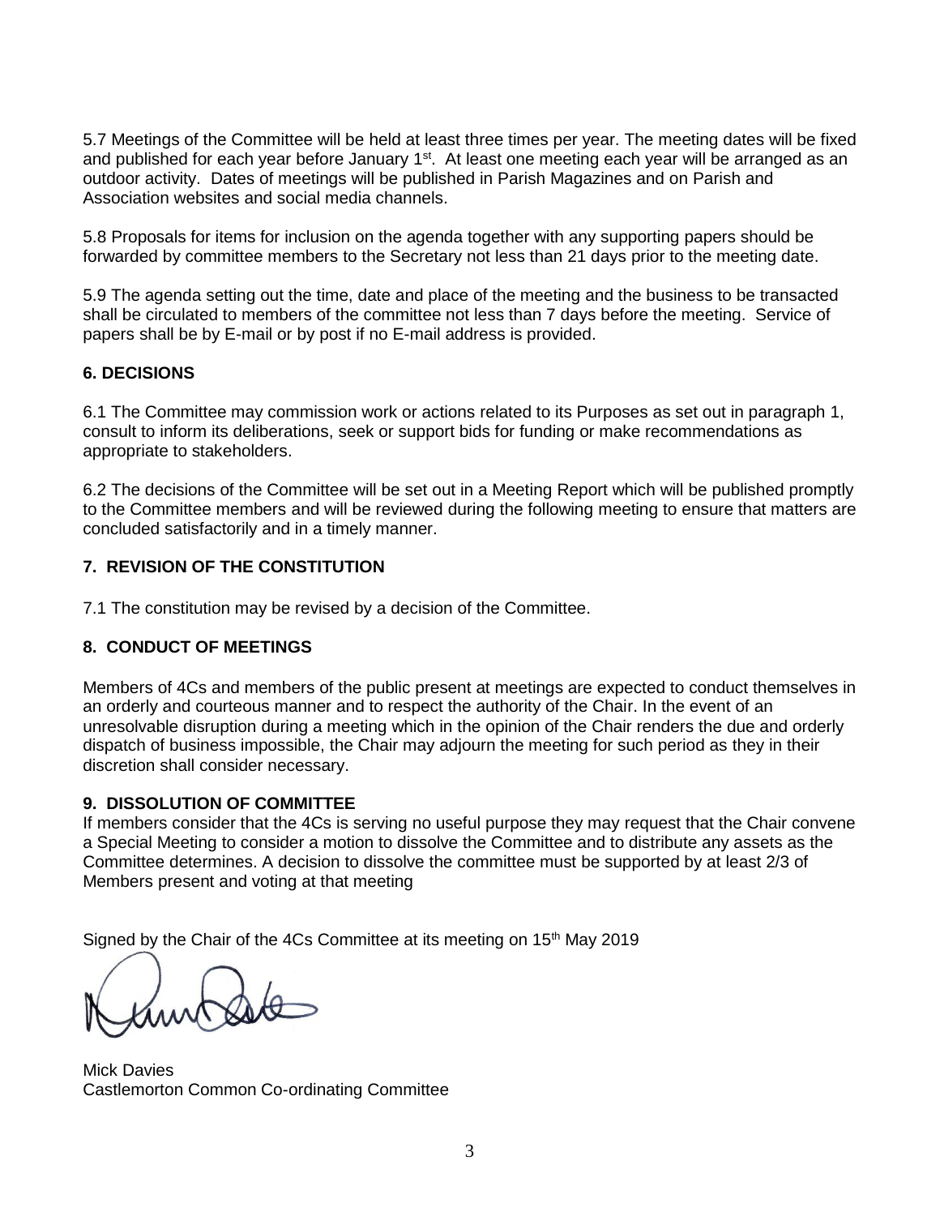5.7 Meetings of the Committee will be held at least three times per year. The meeting dates will be fixed and published for each year before January 1st. At least one meeting each year will be arranged as an outdoor activity. Dates of meetings will be published in Parish Magazines and on Parish and Association websites and social media channels.

5.8 Proposals for items for inclusion on the agenda together with any supporting papers should be forwarded by committee members to the Secretary not less than 21 days prior to the meeting date.

5.9 The agenda setting out the time, date and place of the meeting and the business to be transacted shall be circulated to members of the committee not less than 7 days before the meeting. Service of papers shall be by E-mail or by post if no E-mail address is provided.

### 6. DECISIONS

6.1 The Committee may commission work or actions related to its Purposes as set out in paragraph 1, consult to inform its deliberations, seek or support bids for funding or make recommendations as appropriate to stakeholders.

6.2 The decisions of the Committee will be set out in a Meeting Report which will be published promptly to the Committee members and will be reviewed during the following meeting to ensure that matters are concluded satisfactorily and in a timely manner.

### 7. REVISION OF THE CONSTITUTION

7.1 The constitution may be revised by a decision of the Committee.

### 8. CONDUCT OF MEETINGS

Members of 4Cs and members of the public present at meetings are expected to conduct themselves in an orderly and courteous manner and to respect the authority of the Chair. In the event of an unresolvable disruption during a meeting which in the opinion of the Chair renders the due and orderly dispatch of business impossible, the Chair may adjourn the meeting for such period as they in their discretion shall consider necessary.

### 9. DISSOLUTION OF COMMITTEE

If members consider that the 4Cs is serving no useful purpose they may request that the Chair convene a Special Meeting to consider a motion to dissolve the Committee and to distribute any assets as the Committee determines. A decision to dissolve the committee must be supported by at least 2/3 of Members present and voting at that meeting

Signed by the Chair of the 4Cs Committee at its meeting on 15th May 2019

Mick Davies
Castlemorton Common Co-ordinating Committee